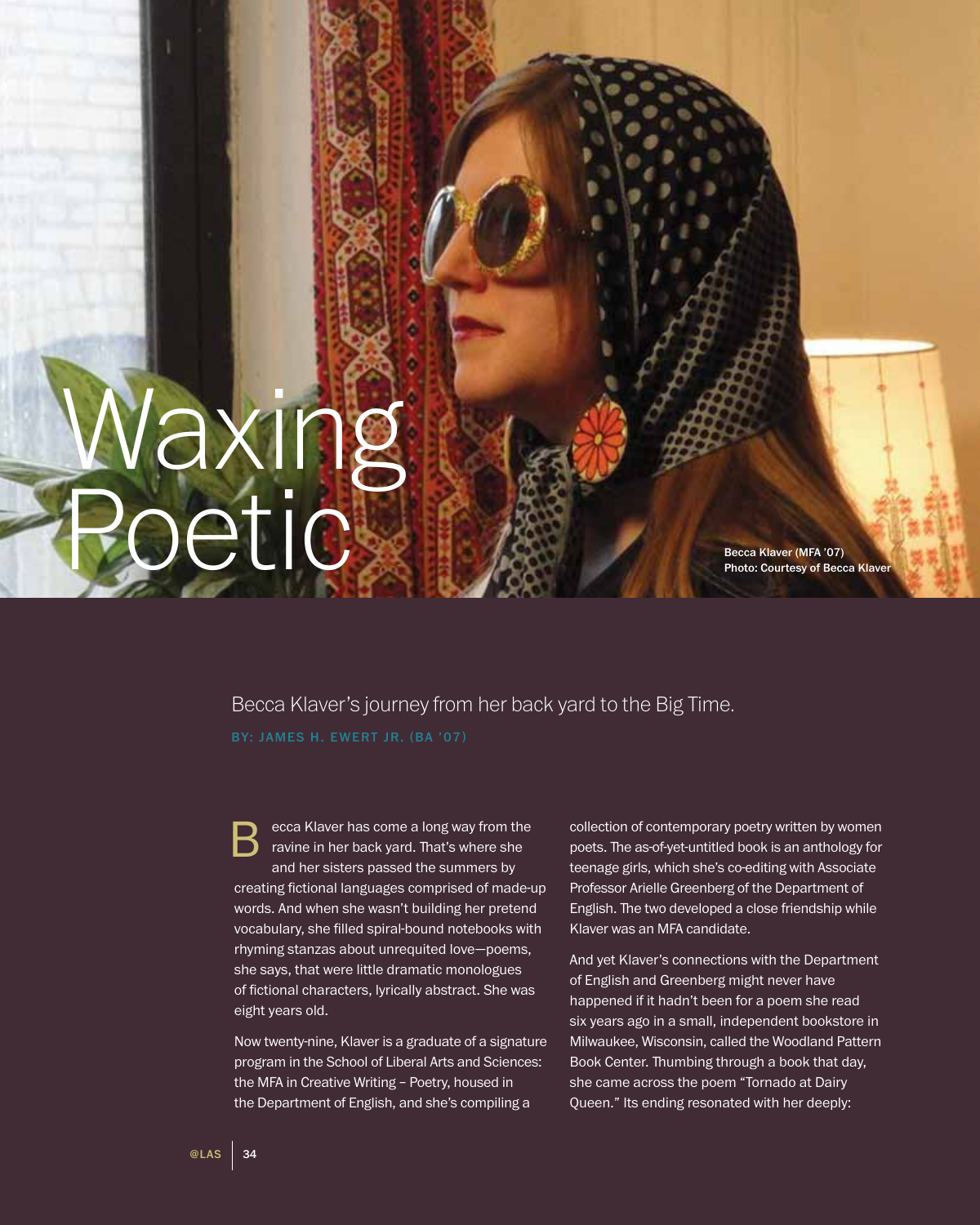# Waxing Poetic

Becca Klaver (MFA '07)
Photo: Courtesy of Becca Klaver

Becca Klaver's journey from her back yard to the Big Time.

BY: JAMES H. EWERT JR. (BA '07)

Becca Klaver has come a long way from the ravine in her back yard. That's where she and her sisters passed the summers by creating fictional languages comprised of made-up words. And when she wasn't building her pretend vocabulary, she filled spiral-bound notebooks with rhyming stanzas about unrequited love—poems, she says, that were little dramatic monologues of fictional characters, lyrically abstract. She was eight years old.

Now twenty-nine, Klaver is a graduate of a signature program in the School of Liberal Arts and Sciences: the MFA in Creative Writing – Poetry, housed in the Department of English, and she's compiling a collection of contemporary poetry written by women poets. The as-of-yet-untitled book is an anthology for teenage girls, which she's co-editing with Associate Professor Arielle Greenberg of the Department of English. The two developed a close friendship while Klaver was an MFA candidate.

And yet Klaver's connections with the Department of English and Greenberg might never have happened if it hadn't been for a poem she read six years ago in a small, independent bookstore in Milwaukee, Wisconsin, called the Woodland Pattern Book Center. Thumbing through a book that day, she came across the poem "Tornado at Dairy Queen." Its ending resonated with her deeply: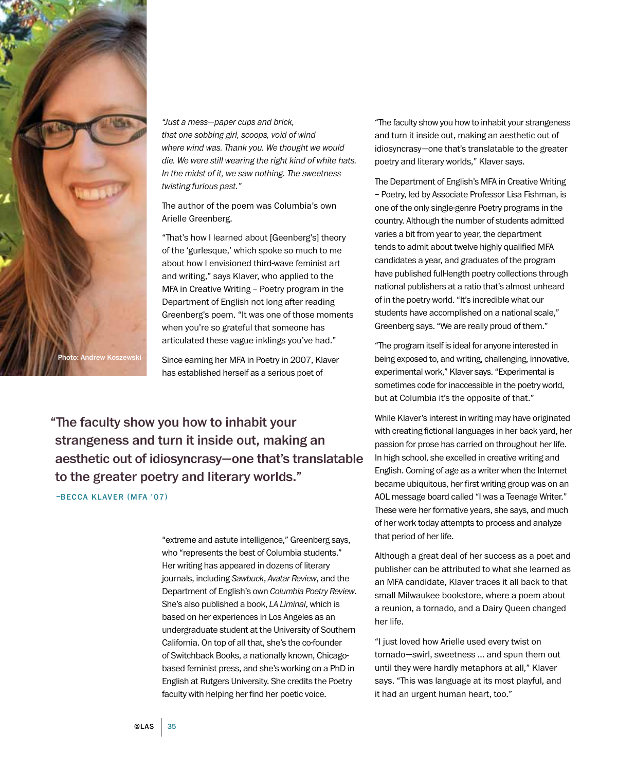*"Just a mess—paper cups and brick,*
*that one sobbing girl, scoops, void of wind*
*where wind was. Thank you. We thought we would*
*die. We were still wearing the right kind of white hats.*
*In the midst of it, we saw nothing. The sweetness*
*twisting furious past."*

The author of the poem was Columbia's own Arielle Greenberg.

"That's how I learned about [Geenberg's] theory of the 'gurlesque,' which spoke so much to me about how I envisioned third-wave feminist art and writing," says Klaver, who applied to the MFA in Creative Writing – Poetry program in the Department of English not long after reading Greenberg's poem. "It was one of those moments when you're so grateful that someone has articulated these vague inklings you've had."

Photo: Andrew Koszewski

Since earning her MFA in Poetry in 2007, Klaver has established herself as a serious poet of "extreme and astute intelligence," Greenberg says, who "represents the best of Columbia students." Her writing has appeared in dozens of literary journals, including *Sawbuck*, *Avatar Review*, and the Department of English's own *Columbia Poetry Review*. She's also published a book, *LA Liminal*, which is based on her experiences in Los Angeles as an undergraduate student at the University of Southern California. On top of all that, she's the co-founder of Switchback Books, a nationally known, Chicago-based feminist press, and she's working on a PhD in English at Rutgers University. She credits the Poetry faculty with helping her find her poetic voice.

**"The faculty show you how to inhabit your strangeness and turn it inside out, making an aesthetic out of idiosyncrasy—one that's translatable to the greater poetry and literary worlds."**

–BECCA KLAVER (MFA '07)

"The faculty show you how to inhabit your strangeness and turn it inside out, making an aesthetic out of idiosyncrasy—one that's translatable to the greater poetry and literary worlds," Klaver says.

The Department of English's MFA in Creative Writing – Poetry, led by Associate Professor Lisa Fishman, is one of the only single-genre Poetry programs in the country. Although the number of students admitted varies a bit from year to year, the department tends to admit about twelve highly qualified MFA candidates a year, and graduates of the program have published full-length poetry collections through national publishers at a ratio that's almost unheard of in the poetry world. "It's incredible what our students have accomplished on a national scale," Greenberg says. "We are really proud of them."

"The program itself is ideal for anyone interested in being exposed to, and writing, challenging, innovative, experimental work," Klaver says. "Experimental is sometimes code for inaccessible in the poetry world, but at Columbia it's the opposite of that."

While Klaver's interest in writing may have originated with creating fictional languages in her back yard, her passion for prose has carried on throughout her life. In high school, she excelled in creative writing and English. Coming of age as a writer when the Internet became ubiquitous, her first writing group was on an AOL message board called "I was a Teenage Writer." These were her formative years, she says, and much of her work today attempts to process and analyze that period of her life.

Although a great deal of her success as a poet and publisher can be attributed to what she learned as an MFA candidate, Klaver traces it all back to that small Milwaukee bookstore, where a poem about a reunion, a tornado, and a Dairy Queen changed her life.

"I just loved how Arielle used every twist on tornado—swirl, sweetness ... and spun them out until they were hardly metaphors at all," Klaver says. "This was language at its most playful, and it had an urgent human heart, too."